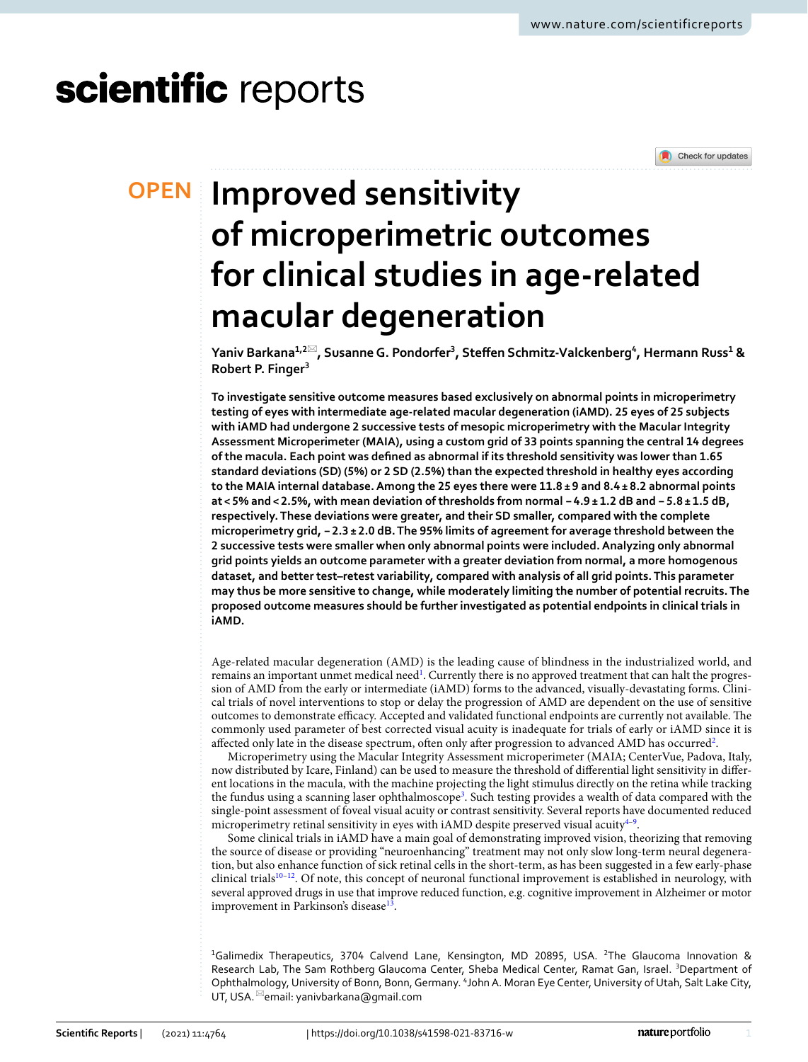OPEN

# Improved sensitivity of microperimetric outcomes for clinical studies in age-related macular degeneration

Yaniv Barkana[1,2], Susanne G. Pondorfer[3], Steffen Schmitz-Valckenberg[4], Hermann Russ[1] & Robert P. Finger[3]

**To investigate sensitive outcome measures based exclusively on abnormal points in microperimetry testing of eyes with intermediate age-related macular degeneration (iAMD). 25 eyes of 25 subjects with iAMD had undergone 2 successive tests of mesopic microperimetry with the Macular Integrity Assessment Microperimeter (MAIA), using a custom grid of 33 points spanning the central 14 degrees of the macula. Each point was defined as abnormal if its threshold sensitivity was lower than 1.65 standard deviations (SD) (5%) or 2 SD (2.5%) than the expected threshold in healthy eyes according to the MAIA internal database. Among the 25 eyes there were 11.8 ± 9 and 8.4 ± 8.2 abnormal points at < 5% and < 2.5%, with mean deviation of thresholds from normal − 4.9 ± 1.2 dB and − 5.8 ± 1.5 dB, respectively. These deviations were greater, and their SD smaller, compared with the complete microperimetry grid, − 2.3 ± 2.0 dB. The 95% limits of agreement for average threshold between the 2 successive tests were smaller when only abnormal points were included. Analyzing only abnormal grid points yields an outcome parameter with a greater deviation from normal, a more homogenous dataset, and better test–retest variability, compared with analysis of all grid points. This parameter may thus be more sensitive to change, while moderately limiting the number of potential recruits. The proposed outcome measures should be further investigated as potential endpoints in clinical trials in iAMD.**

Age-related macular degeneration (AMD) is the leading cause of blindness in the industrialized world, and remains an important unmet medical need[1]. Currently there is no approved treatment that can halt the progression of AMD from the early or intermediate (iAMD) forms to the advanced, visually-devastating forms. Clinical trials of novel interventions to stop or delay the progression of AMD are dependent on the use of sensitive outcomes to demonstrate efficacy. Accepted and validated functional endpoints are currently not available. The commonly used parameter of best corrected visual acuity is inadequate for trials of early or iAMD since it is affected only late in the disease spectrum, often only after progression to advanced AMD has occurred[2].

Microperimetry using the Macular Integrity Assessment microperimeter (MAIA; CenterVue, Padova, Italy, now distributed by Icare, Finland) can be used to measure the threshold of differential light sensitivity in different locations in the macula, with the machine projecting the light stimulus directly on the retina while tracking the fundus using a scanning laser ophthalmoscope[3]. Such testing provides a wealth of data compared with the single-point assessment of foveal visual acuity or contrast sensitivity. Several reports have documented reduced microperimetry retinal sensitivity in eyes with iAMD despite preserved visual acuity[4–9].

Some clinical trials in iAMD have a main goal of demonstrating improved vision, theorizing that removing the source of disease or providing "neuroenhancing" treatment may not only slow long-term neural degeneration, but also enhance function of sick retinal cells in the short-term, as has been suggested in a few early-phase clinical trials[10–12]. Of note, this concept of neuronal functional improvement is established in neurology, with several approved drugs in use that improve reduced function, e.g. cognitive improvement in Alzheimer or motor improvement in Parkinson's disease[13].

[1]Galimedix Therapeutics, 3704 Calvend Lane, Kensington, MD 20895, USA. [2]The Glaucoma Innovation & Research Lab, The Sam Rothberg Glaucoma Center, Sheba Medical Center, Ramat Gan, Israel. [3]Department of Ophthalmology, University of Bonn, Bonn, Germany. [4]John A. Moran Eye Center, University of Utah, Salt Lake City, UT, USA. email: yanivbarkana@gmail.com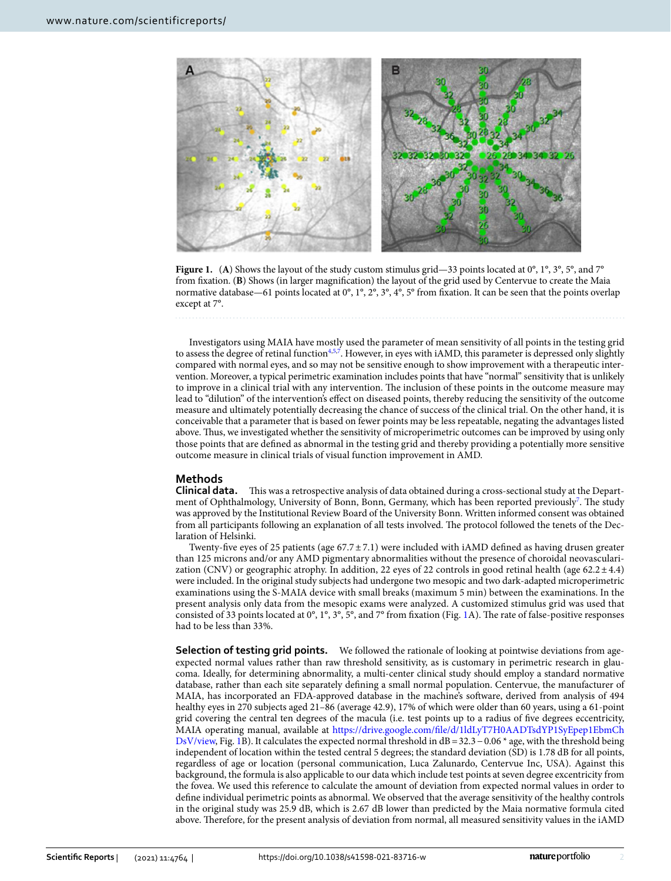**Figure 1.** (**A**) Shows the layout of the study custom stimulus grid—33 points located at 0°, 1°, 3°, 5°, and 7° from fixation. (**B**) Shows (in larger magnification) the layout of the grid used by Centervue to create the Maia normative database—61 points located at 0°, 1°, 2°, 3°, 4°, 5° from fixation. It can be seen that the points overlap except at 7°.

Investigators using MAIA have mostly used the parameter of mean sensitivity of all points in the testing grid to assess the degree of retinal function[4,5,7]. However, in eyes with iAMD, this parameter is depressed only slightly compared with normal eyes, and so may not be sensitive enough to show improvement with a therapeutic intervention. Moreover, a typical perimetric examination includes points that have "normal" sensitivity that is unlikely to improve in a clinical trial with any intervention. The inclusion of these points in the outcome measure may lead to "dilution" of the intervention's effect on diseased points, thereby reducing the sensitivity of the outcome measure and ultimately potentially decreasing the chance of success of the clinical trial. On the other hand, it is conceivable that a parameter that is based on fewer points may be less repeatable, negating the advantages listed above. Thus, we investigated whether the sensitivity of microperimetric outcomes can be improved by using only those points that are defined as abnormal in the testing grid and thereby providing a potentially more sensitive outcome measure in clinical trials of visual function improvement in AMD.

## Methods

**Clinical data.** This was a retrospective analysis of data obtained during a cross-sectional study at the Department of Ophthalmology, University of Bonn, Bonn, Germany, which has been reported previously[7]. The study was approved by the Institutional Review Board of the University Bonn. Written informed consent was obtained from all participants following an explanation of all tests involved. The protocol followed the tenets of the Declaration of Helsinki.

Twenty-five eyes of 25 patients (age 67.7 ± 7.1) were included with iAMD defined as having drusen greater than 125 microns and/or any AMD pigmentary abnormalities without the presence of choroidal neovascularization (CNV) or geographic atrophy. In addition, 22 eyes of 22 controls in good retinal health (age 62.2 ± 4.4) were included. In the original study subjects had undergone two mesopic and two dark-adapted microperimetric examinations using the S-MAIA device with small breaks (maximum 5 min) between the examinations. In the present analysis only data from the mesopic exams were analyzed. A customized stimulus grid was used that consisted of 33 points located at 0°, 1°, 3°, 5°, and 7° from fixation (Fig. 1A). The rate of false-positive responses had to be less than 33%.

**Selection of testing grid points.** We followed the rationale of looking at pointwise deviations from age-expected normal values rather than raw threshold sensitivity, as is customary in perimetric research in glaucoma. Ideally, for determining abnormality, a multi-center clinical study should employ a standard normative database, rather than each site separately defining a small normal population. Centervue, the manufacturer of MAIA, has incorporated an FDA-approved database in the machine's software, derived from analysis of 494 healthy eyes in 270 subjects aged 21–86 (average 42.9), 17% of which were older than 60 years, using a 61-point grid covering the central ten degrees of the macula (i.e. test points up to a radius of five degrees eccentricity, MAIA operating manual, available at https://drive.google.com/file/d/1ldLyT7H0AADTsdYP1SyEpep1EbmChDsV/view, Fig. 1B). It calculates the expected normal threshold in dB = 32.3 − 0.06 * age, with the threshold being independent of location within the tested central 5 degrees; the standard deviation (SD) is 1.78 dB for all points, regardless of age or location (personal communication, Luca Zalunardo, Centervue Inc, USA). Against this background, the formula is also applicable to our data which include test points at seven degree eccentricity from the fovea. We used this reference to calculate the amount of deviation from expected normal values in order to define individual perimetric points as abnormal. We observed that the average sensitivity of the healthy controls in the original study was 25.9 dB, which is 2.67 dB lower than predicted by the Maia normative formula cited above. Therefore, for the present analysis of deviation from normal, all measured sensitivity values in the iAMD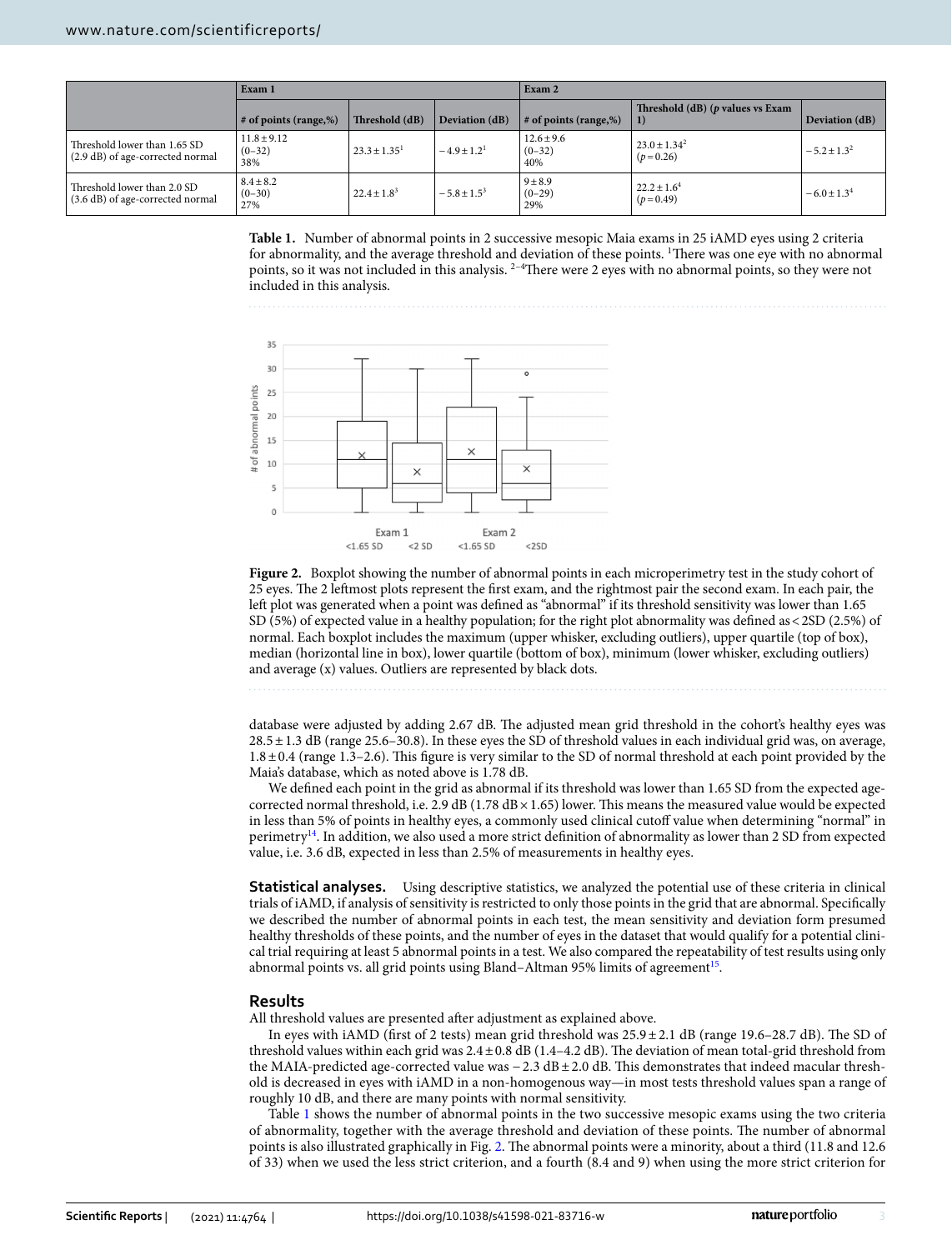|  | Exam 1 |  |  | Exam 2 |  |  |
|---|---|---|---|---|---|---|
|  | # of points (range,%) | Threshold (dB) | Deviation (dB) | # of points (range,%) | Threshold (dB) (*p* values vs Exam 1) | Deviation (dB) |
| Threshold lower than 1.65 SD (2.9 dB) of age-corrected normal | 11.8 ± 9.12 (0–32) 38% | 23.3 ± 1.35[1] | − 4.9 ± 1.2[1] | 12.6 ± 9.6 (0–32) 40% | 23.0 ± 1.34[2] ($p$ = 0.26) | − 5.2 ± 1.3[2] |
| Threshold lower than 2.0 SD (3.6 dB) of age-corrected normal | 8.4 ± 8.2 (0–30) 27% | 22.4 ± 1.8[3] | − 5.8 ± 1.5[3] | 9 ± 8.9 (0–29) 29% | 22.2 ± 1.6[4] ($p$ = 0.49) | − 6.0 ± 1.3[4] |

**Table 1.** Number of abnormal points in 2 successive mesopic Maia exams in 25 iAMD eyes using 2 criteria for abnormality, and the average threshold and deviation of these points. [1]There was one eye with no abnormal points, so it was not included in this analysis. [2–4]There were 2 eyes with no abnormal points, so they were not included in this analysis.

**Figure 2.** Boxplot showing the number of abnormal points in each microperimetry test in the study cohort of 25 eyes. The 2 leftmost plots represent the first exam, and the rightmost pair the second exam. In each pair, the left plot was generated when a point was defined as "abnormal" if its threshold sensitivity was lower than 1.65 SD (5%) of expected value in a healthy population; for the right plot abnormality was defined as < 2SD (2.5%) of normal. Each boxplot includes the maximum (upper whisker, excluding outliers), upper quartile (top of box), median (horizontal line in box), lower quartile (bottom of box), minimum (lower whisker, excluding outliers) and average (x) values. Outliers are represented by black dots.

database were adjusted by adding 2.67 dB. The adjusted mean grid threshold in the cohort's healthy eyes was 28.5 ± 1.3 dB (range 25.6–30.8). In these eyes the SD of threshold values in each individual grid was, on average, 1.8 ± 0.4 (range 1.3–2.6). This figure is very similar to the SD of normal threshold at each point provided by the Maia's database, which as noted above is 1.78 dB.

We defined each point in the grid as abnormal if its threshold was lower than 1.65 SD from the expected age-corrected normal threshold, i.e. 2.9 dB (1.78 dB × 1.65) lower. This means the measured value would be expected in less than 5% of points in healthy eyes, a commonly used clinical cutoff value when determining "normal" in perimetry[14]. In addition, we also used a more strict definition of abnormality as lower than 2 SD from expected value, i.e. 3.6 dB, expected in less than 2.5% of measurements in healthy eyes.

**Statistical analyses.** Using descriptive statistics, we analyzed the potential use of these criteria in clinical trials of iAMD, if analysis of sensitivity is restricted to only those points in the grid that are abnormal. Specifically we described the number of abnormal points in each test, the mean sensitivity and deviation form presumed healthy thresholds of these points, and the number of eyes in the dataset that would qualify for a potential clinical trial requiring at least 5 abnormal points in a test. We also compared the repeatability of test results using only abnormal points vs. all grid points using Bland–Altman 95% limits of agreement[15].

## Results

All threshold values are presented after adjustment as explained above.

In eyes with iAMD (first of 2 tests) mean grid threshold was 25.9 ± 2.1 dB (range 19.6–28.7 dB). The SD of threshold values within each grid was 2.4 ± 0.8 dB (1.4–4.2 dB). The deviation of mean total-grid threshold from the MAIA-predicted age-corrected value was − 2.3 dB ± 2.0 dB. This demonstrates that indeed macular threshold is decreased in eyes with iAMD in a non-homogenous way—in most tests threshold values span a range of roughly 10 dB, and there are many points with normal sensitivity.

Table 1 shows the number of abnormal points in the two successive mesopic exams using the two criteria of abnormality, together with the average threshold and deviation of these points. The number of abnormal points is also illustrated graphically in Fig. 2. The abnormal points were a minority, about a third (11.8 and 12.6 of 33) when we used the less strict criterion, and a fourth (8.4 and 9) when using the more strict criterion for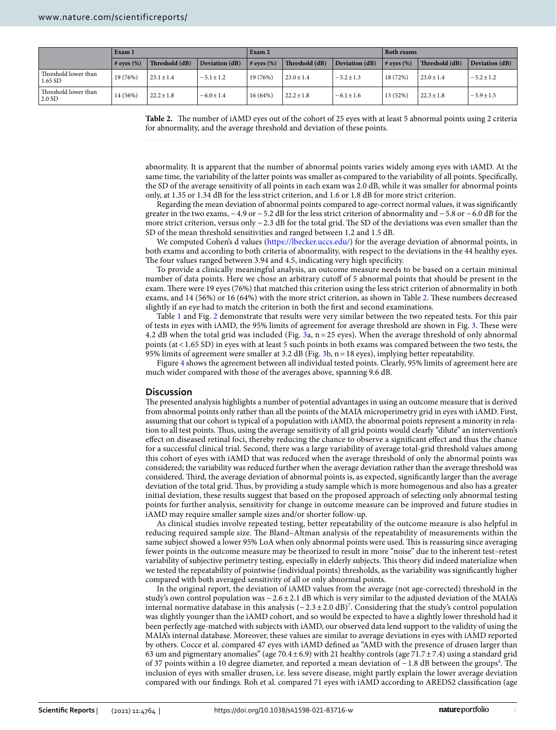| | Exam 1 | | | Exam 2 | | | Both exams | | |
|---|---|---|---|---|---|---|---|---|---|
| | # eyes (%) | Threshold (dB) | Deviation (dB) | # eyes (%) | Threshold (dB) | Deviation (dB) | # eyes (%) | Threshold (dB) | Deviation (dB) |
| Threshold lower than 1.65 SD | 19 (76%) | 23.1 ± 1.4 | − 5.1 ± 1.2 | 19 (76%) | 23.0 ± 1.4 | − 5.2 ± 1.3 | 18 (72%) | 23.0 ± 1.4 | − 5.2 ± 1.2 |
| Threshold lower than 2.0 SD | 14 (56%) | 22.2 ± 1.8 | − 6.0 ± 1.4 | 16 (64%) | 22.2 ± 1.8 | − 6.1 ± 1.6 | 13 (52%) | 22.3 ± 1.8 | − 5.9 ± 1.5 |

**Table 2.** The number of iAMD eyes out of the cohort of 25 eyes with at least 5 abnormal points using 2 criteria for abnormality, and the average threshold and deviation of these points.

abnormality. It is apparent that the number of abnormal points varies widely among eyes with iAMD. At the same time, the variability of the latter points was smaller as compared to the variability of all points. Specifically, the SD of the average sensitivity of all points in each exam was 2.0 dB, while it was smaller for abnormal points only, at 1.35 or 1.34 dB for the less strict criterion, and 1.6 or 1.8 dB for more strict criterion.

Regarding the mean deviation of abnormal points compared to age-correct normal values, it was significantly greater in the two exams, − 4.9 or − 5.2 dB for the less strict criterion of abnormality and − 5.8 or − 6.0 dB for the more strict criterion, versus only − 2.3 dB for the total grid. The SD of the deviations was even smaller than the SD of the mean threshold sensitivities and ranged between 1.2 and 1.5 dB.

We computed Cohen's d values (https://lbecker.uccs.edu/) for the average deviation of abnormal points, in both exams and according to both criteria of abnormality, with respect to the deviations in the 44 healthy eyes. The four values ranged between 3.94 and 4.5, indicating very high specificity.

To provide a clinically meaningful analysis, an outcome measure needs to be based on a certain minimal number of data points. Here we chose an arbitrary cutoff of 5 abnormal points that should be present in the exam. There were 19 eyes (76%) that matched this criterion using the less strict criterion of abnormality in both exams, and 14 (56%) or 16 (64%) with the more strict criterion, as shown in Table 2. These numbers decreased slightly if an eye had to match the criterion in both the first and second examinations.

Table 1 and Fig. 2 demonstrate that results were very similar between the two repeated tests. For this pair of tests in eyes with iAMD, the 95% limits of agreement for average threshold are shown in Fig. 3. These were 4.2 dB when the total grid was included (Fig. 3a, n = 25 eyes). When the average threshold of only abnormal points (at < 1.65 SD) in eyes with at least 5 such points in both exams was compared between the two tests, the 95% limits of agreement were smaller at 3.2 dB (Fig. 3b, n = 18 eyes), implying better repeatability.

Figure 4 shows the agreement between all individual tested points. Clearly, 95% limits of agreement here are much wider compared with those of the averages above, spanning 9.6 dB.

## Discussion

The presented analysis highlights a number of potential advantages in using an outcome measure that is derived from abnormal points only rather than all the points of the MAIA microperimetry grid in eyes with iAMD. First, assuming that our cohort is typical of a population with iAMD, the abnormal points represent a minority in relation to all test points. Thus, using the average sensitivity of all grid points would clearly "dilute" an intervention's effect on diseased retinal foci, thereby reducing the chance to observe a significant effect and thus the chance for a successful clinical trial. Second, there was a large variability of average total-grid threshold values among this cohort of eyes with iAMD that was reduced when the average threshold of only the abnormal points was considered; the variability was reduced further when the average deviation rather than the average threshold was considered. Third, the average deviation of abnormal points is, as expected, significantly larger than the average deviation of the total grid. Thus, by providing a study sample which is more homogenous and also has a greater initial deviation, these results suggest that based on the proposed approach of selecting only abnormal testing points for further analysis, sensitivity for change in outcome measure can be improved and future studies in iAMD may require smaller sample sizes and/or shorter follow-up.

As clinical studies involve repeated testing, better repeatability of the outcome measure is also helpful in reducing required sample size. The Bland–Altman analysis of the repeatability of measurements within the same subject showed a lower 95% LoA when only abnormal points were used. This is reassuring since averaging fewer points in the outcome measure may be theorized to result in more "noise" due to the inherent test–retest variability of subjective perimetry testing, especially in elderly subjects. This theory did indeed materialize when we tested the repeatability of pointwise (individual points) thresholds, as the variability was significantly higher compared with both averaged sensitivity of all or only abnormal points.

In the original report, the deviation of iAMD values from the average (not age-corrected) threshold in the study's own control population was − 2.6 ± 2.1 dB which is very similar to the adjusted deviation of the MAIA's internal normative database in this analysis (− 2.3 ± 2.0 dB)[7]. Considering that the study's control population was slightly younger than the iAMD cohort, and so would be expected to have a slightly lower threshold had it been perfectly age-matched with subjects with iAMD, our observed data lend support to the validity of using the MAIA's internal database. Moreover, these values are similar to average deviations in eyes with iAMD reported by others. Cocce et al. compared 47 eyes with iAMD defined as "AMD with the presence of drusen larger than 63 um and pigmentary anomalies" (age 70.4 ± 6.9) with 21 healthy controls (age 71.7 ± 7.4) using a standard grid of 37 points within a 10 degree diameter, and reported a mean deviation of − 1.8 dB between the groups[4]. The inclusion of eyes with smaller drusen, i.e. less severe disease, might partly explain the lower average deviation compared with our findings. Roh et al. compared 71 eyes with iAMD according to AREDS2 classification (age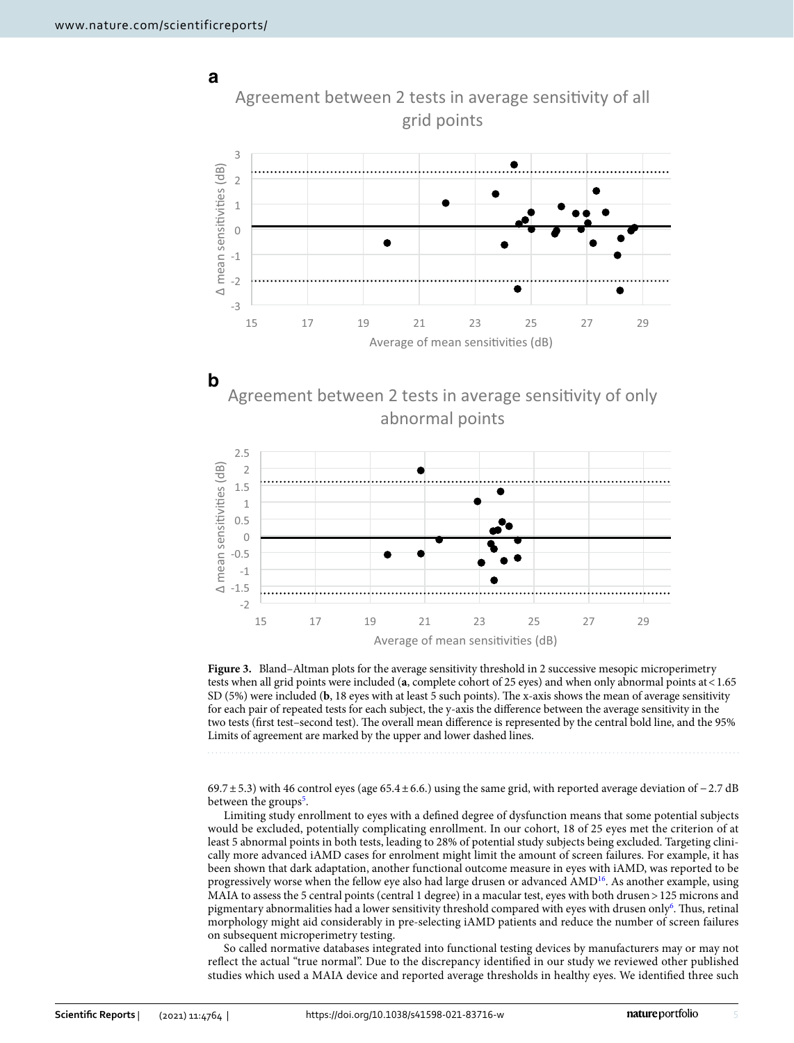**Figure 3.** Bland–Altman plots for the average sensitivity threshold in 2 successive mesopic microperimetry tests when all grid points were included (**a**, complete cohort of 25 eyes) and when only abnormal points at < 1.65 SD (5%) were included (**b**, 18 eyes with at least 5 such points). The x-axis shows the mean of average sensitivity for each pair of repeated tests for each subject, the y-axis the difference between the average sensitivity in the two tests (first test–second test). The overall mean difference is represented by the central bold line, and the 95% Limits of agreement are marked by the upper and lower dashed lines.

69.7 ± 5.3) with 46 control eyes (age 65.4 ± 6.6.) using the same grid, with reported average deviation of − 2.7 dB between the groups[5].

Limiting study enrollment to eyes with a defined degree of dysfunction means that some potential subjects would be excluded, potentially complicating enrollment. In our cohort, 18 of 25 eyes met the criterion of at least 5 abnormal points in both tests, leading to 28% of potential study subjects being excluded. Targeting clinically more advanced iAMD cases for enrolment might limit the amount of screen failures. For example, it has been shown that dark adaptation, another functional outcome measure in eyes with iAMD, was reported to be progressively worse when the fellow eye also had large drusen or advanced AMD[16]. As another example, using MAIA to assess the 5 central points (central 1 degree) in a macular test, eyes with both drusen > 125 microns and pigmentary abnormalities had a lower sensitivity threshold compared with eyes with drusen only[6]. Thus, retinal morphology might aid considerably in pre-selecting iAMD patients and reduce the number of screen failures on subsequent microperimetry testing.

So called normative databases integrated into functional testing devices by manufacturers may or may not reflect the actual "true normal". Due to the discrepancy identified in our study we reviewed other published studies which used a MAIA device and reported average thresholds in healthy eyes. We identified three such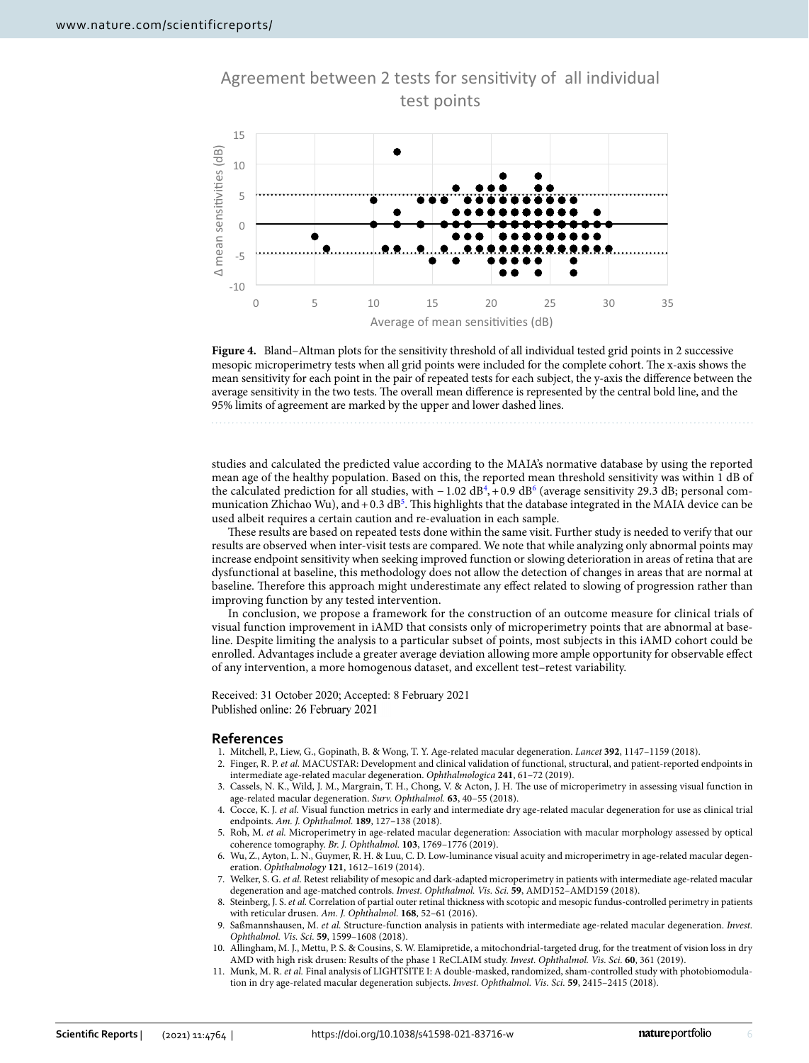**Figure 4.** Bland–Altman plots for the sensitivity threshold of all individual tested grid points in 2 successive mesopic microperimetry tests when all grid points were included for the complete cohort. The x-axis shows the mean sensitivity for each point in the pair of repeated tests for each subject, the y-axis the difference between the average sensitivity in the two tests. The overall mean difference is represented by the central bold line, and the 95% limits of agreement are marked by the upper and lower dashed lines.

studies and calculated the predicted value according to the MAIA's normative database by using the reported mean age of the healthy population. Based on this, the reported mean threshold sensitivity was within 1 dB of the calculated prediction for all studies, with − 1.02 dB[4], + 0.9 dB[6] (average sensitivity 29.3 dB; personal communication Zhichao Wu), and + 0.3 dB[5]. This highlights that the database integrated in the MAIA device can be used albeit requires a certain caution and re-evaluation in each sample.

These results are based on repeated tests done within the same visit. Further study is needed to verify that our results are observed when inter-visit tests are compared. We note that while analyzing only abnormal points may increase endpoint sensitivity when seeking improved function or slowing deterioration in areas of retina that are dysfunctional at baseline, this methodology does not allow the detection of changes in areas that are normal at baseline. Therefore this approach might underestimate any effect related to slowing of progression rather than improving function by any tested intervention.

In conclusion, we propose a framework for the construction of an outcome measure for clinical trials of visual function improvement in iAMD that consists only of microperimetry points that are abnormal at baseline. Despite limiting the analysis to a particular subset of points, most subjects in this iAMD cohort could be enrolled. Advantages include a greater average deviation allowing more ample opportunity for observable effect of any intervention, a more homogenous dataset, and excellent test–retest variability.

Received: 31 October 2020; Accepted: 8 February 2021
Published online: 26 February 2021

## References

1. Mitchell, P., Liew, G., Gopinath, B. & Wong, T. Y. Age-related macular degeneration. *Lancet* **392**, 1147–1159 (2018).
2. Finger, R. P. *et al.* MACUSTAR: Development and clinical validation of functional, structural, and patient-reported endpoints in intermediate age-related macular degeneration. *Ophthalmologica* **241**, 61–72 (2019).
3. Cassels, N. K., Wild, J. M., Margrain, T. H., Chong, V. & Acton, J. H. The use of microperimetry in assessing visual function in age-related macular degeneration. *Surv. Ophthalmol.* **63**, 40–55 (2018).
4. Cocce, K. J. *et al.* Visual function metrics in early and intermediate dry age-related macular degeneration for use as clinical trial endpoints. *Am. J. Ophthalmol.* **189**, 127–138 (2018).
5. Roh, M. *et al.* Microperimetry in age-related macular degeneration: Association with macular morphology assessed by optical coherence tomography. *Br. J. Ophthalmol.* **103**, 1769–1776 (2019).
6. Wu, Z., Ayton, L. N., Guymer, R. H. & Luu, C. D. Low-luminance visual acuity and microperimetry in age-related macular degeneration. *Ophthalmology* **121**, 1612–1619 (2014).
7. Welker, S. G. *et al.* Retest reliability of mesopic and dark-adapted microperimetry in patients with intermediate age-related macular degeneration and age-matched controls. *Invest. Ophthalmol. Vis. Sci.* **59**, AMD152–AMD159 (2018).
8. Steinberg, J. S. *et al.* Correlation of partial outer retinal thickness with scotopic and mesopic fundus-controlled perimetry in patients with reticular drusen. *Am. J. Ophthalmol.* **168**, 52–61 (2016).
9. Saßmannshausen, M. *et al.* Structure-function analysis in patients with intermediate age-related macular degeneration. *Invest. Ophthalmol. Vis. Sci.* **59**, 1599–1608 (2018).
10. Allingham, M. J., Mettu, P. S. & Cousins, S. W. Elamipretide, a mitochondrial-targeted drug, for the treatment of vision loss in dry AMD with high risk drusen: Results of the phase 1 ReCLAIM study. *Invest. Ophthalmol. Vis. Sci.* **60**, 361 (2019).
11. Munk, M. R. *et al.* Final analysis of LIGHTSITE I: A double-masked, randomized, sham-controlled study with photobiomodulation in dry age-related macular degeneration subjects. *Invest. Ophthalmol. Vis. Sci.* **59**, 2415–2415 (2018).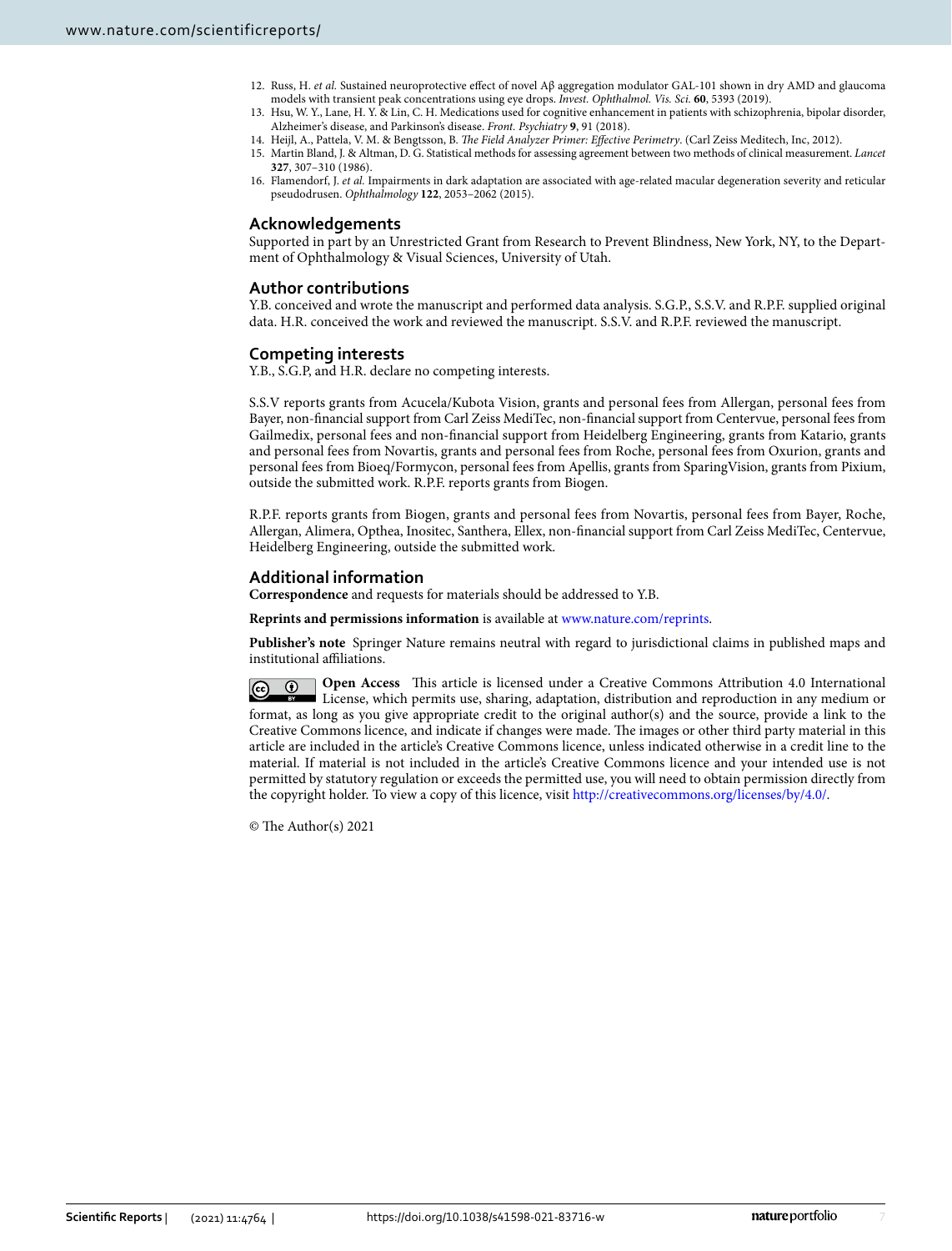12. Russ, H. *et al.* Sustained neuroprotective effect of novel Aβ aggregation modulator GAL-101 shown in dry AMD and glaucoma models with transient peak concentrations using eye drops. *Invest. Ophthalmol. Vis. Sci.* **60**, 5393 (2019).
13. Hsu, W. Y., Lane, H. Y. & Lin, C. H. Medications used for cognitive enhancement in patients with schizophrenia, bipolar disorder, Alzheimer's disease, and Parkinson's disease. *Front. Psychiatry* **9**, 91 (2018).
14. Heijl, A., Pattela, V. M. & Bengtsson, B. *The Field Analyzer Primer: Effective Perimetry*. (Carl Zeiss Meditech, Inc, 2012).
15. Martin Bland, J. & Altman, D. G. Statistical methods for assessing agreement between two methods of clinical measurement. *Lancet* **327**, 307–310 (1986).
16. Flamendorf, J. *et al.* Impairments in dark adaptation are associated with age-related macular degeneration severity and reticular pseudodrusen. *Ophthalmology* **122**, 2053–2062 (2015).

## Acknowledgements

Supported in part by an Unrestricted Grant from Research to Prevent Blindness, New York, NY, to the Department of Ophthalmology & Visual Sciences, University of Utah.

## Author contributions

Y.B. conceived and wrote the manuscript and performed data analysis. S.G.P., S.S.V. and R.P.F. supplied original data. H.R. conceived the work and reviewed the manuscript. S.S.V. and R.P.F. reviewed the manuscript.

## Competing interests

Y.B., S.G.P, and H.R. declare no competing interests.

S.S.V reports grants from Acucela/Kubota Vision, grants and personal fees from Allergan, personal fees from Bayer, non-financial support from Carl Zeiss MediTec, non-financial support from Centervue, personal fees from Gailmedix, personal fees and non-financial support from Heidelberg Engineering, grants from Katario, grants and personal fees from Novartis, grants and personal fees from Roche, personal fees from Oxurion, grants and personal fees from Bioeq/Formycon, personal fees from Apellis, grants from SparingVision, grants from Pixium, outside the submitted work. R.P.F. reports grants from Biogen.

R.P.F. reports grants from Biogen, grants and personal fees from Novartis, personal fees from Bayer, Roche, Allergan, Alimera, Opthea, Inositec, Santhera, Ellex, non-financial support from Carl Zeiss MediTec, Centervue, Heidelberg Engineering, outside the submitted work.

## Additional information

**Correspondence** and requests for materials should be addressed to Y.B.

**Reprints and permissions information** is available at www.nature.com/reprints.

**Publisher's note** Springer Nature remains neutral with regard to jurisdictional claims in published maps and institutional affiliations.

**Open Access** This article is licensed under a Creative Commons Attribution 4.0 International License, which permits use, sharing, adaptation, distribution and reproduction in any medium or format, as long as you give appropriate credit to the original author(s) and the source, provide a link to the Creative Commons licence, and indicate if changes were made. The images or other third party material in this article are included in the article's Creative Commons licence, unless indicated otherwise in a credit line to the material. If material is not included in the article's Creative Commons licence and your intended use is not permitted by statutory regulation or exceeds the permitted use, you will need to obtain permission directly from the copyright holder. To view a copy of this licence, visit http://creativecommons.org/licenses/by/4.0/.

© The Author(s) 2021